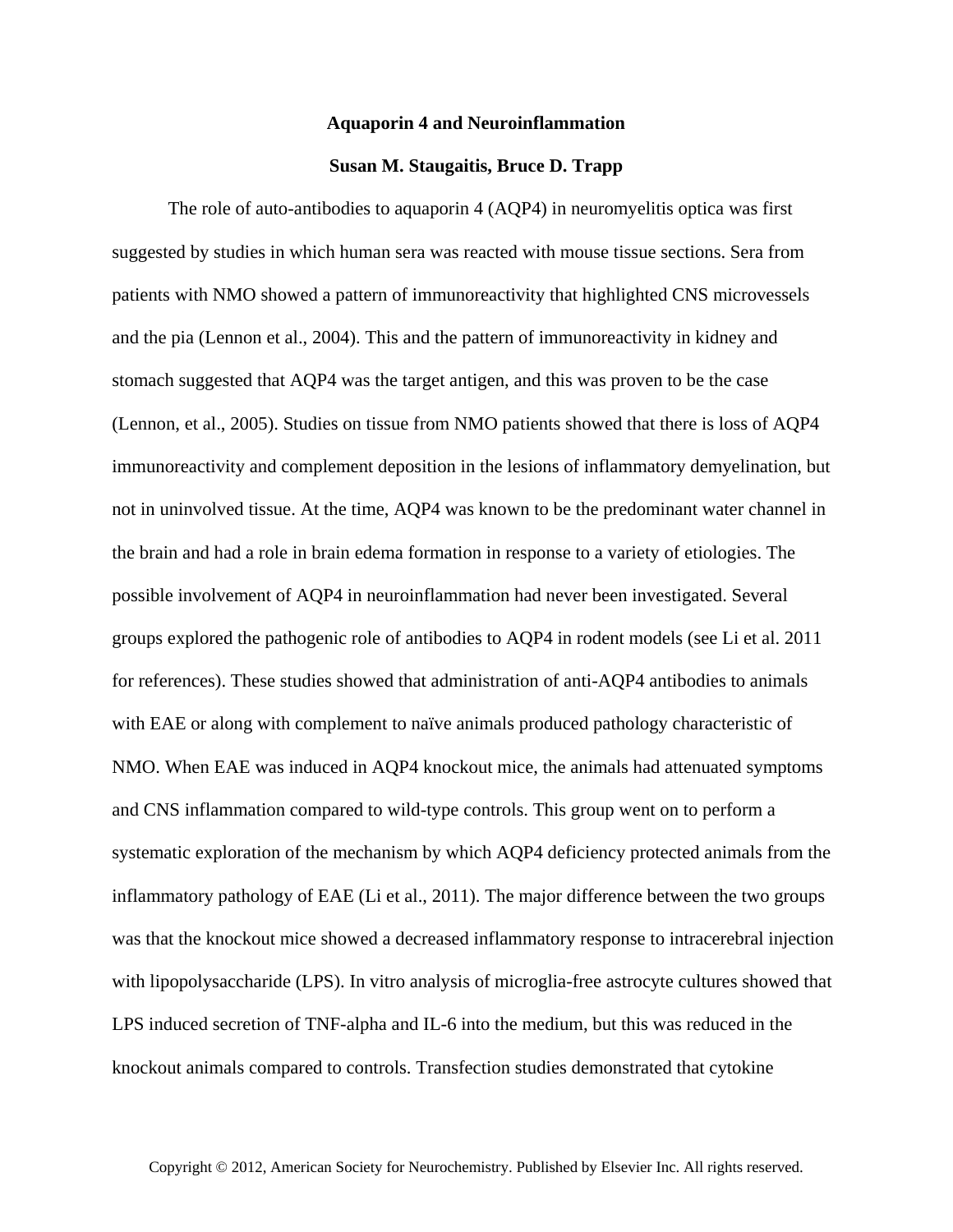# Aquaporin 4 and Neuroinflammation

**Susan M. Staugaitis, Bruce D. Trapp**

The role of auto-antibodies to aquaporin 4 (AQP4) in neuromyelitis optica was first suggested by studies in which human sera was reacted with mouse tissue sections. Sera from patients with NMO showed a pattern of immunoreactivity that highlighted CNS microvessels and the pia (Lennon et al., 2004). This and the pattern of immunoreactivity in kidney and stomach suggested that AQP4 was the target antigen, and this was proven to be the case (Lennon, et al., 2005). Studies on tissue from NMO patients showed that there is loss of AQP4 immunoreactivity and complement deposition in the lesions of inflammatory demyelination, but not in uninvolved tissue. At the time, AQP4 was known to be the predominant water channel in the brain and had a role in brain edema formation in response to a variety of etiologies. The possible involvement of AQP4 in neuroinflammation had never been investigated. Several groups explored the pathogenic role of antibodies to AQP4 in rodent models (see Li et al. 2011 for references). These studies showed that administration of anti-AQP4 antibodies to animals with EAE or along with complement to naïve animals produced pathology characteristic of NMO. When EAE was induced in AQP4 knockout mice, the animals had attenuated symptoms and CNS inflammation compared to wild-type controls. This group went on to perform a systematic exploration of the mechanism by which AQP4 deficiency protected animals from the inflammatory pathology of EAE (Li et al., 2011). The major difference between the two groups was that the knockout mice showed a decreased inflammatory response to intracerebral injection with lipopolysaccharide (LPS). In vitro analysis of microglia-free astrocyte cultures showed that LPS induced secretion of TNF-alpha and IL-6 into the medium, but this was reduced in the knockout animals compared to controls. Transfection studies demonstrated that cytokine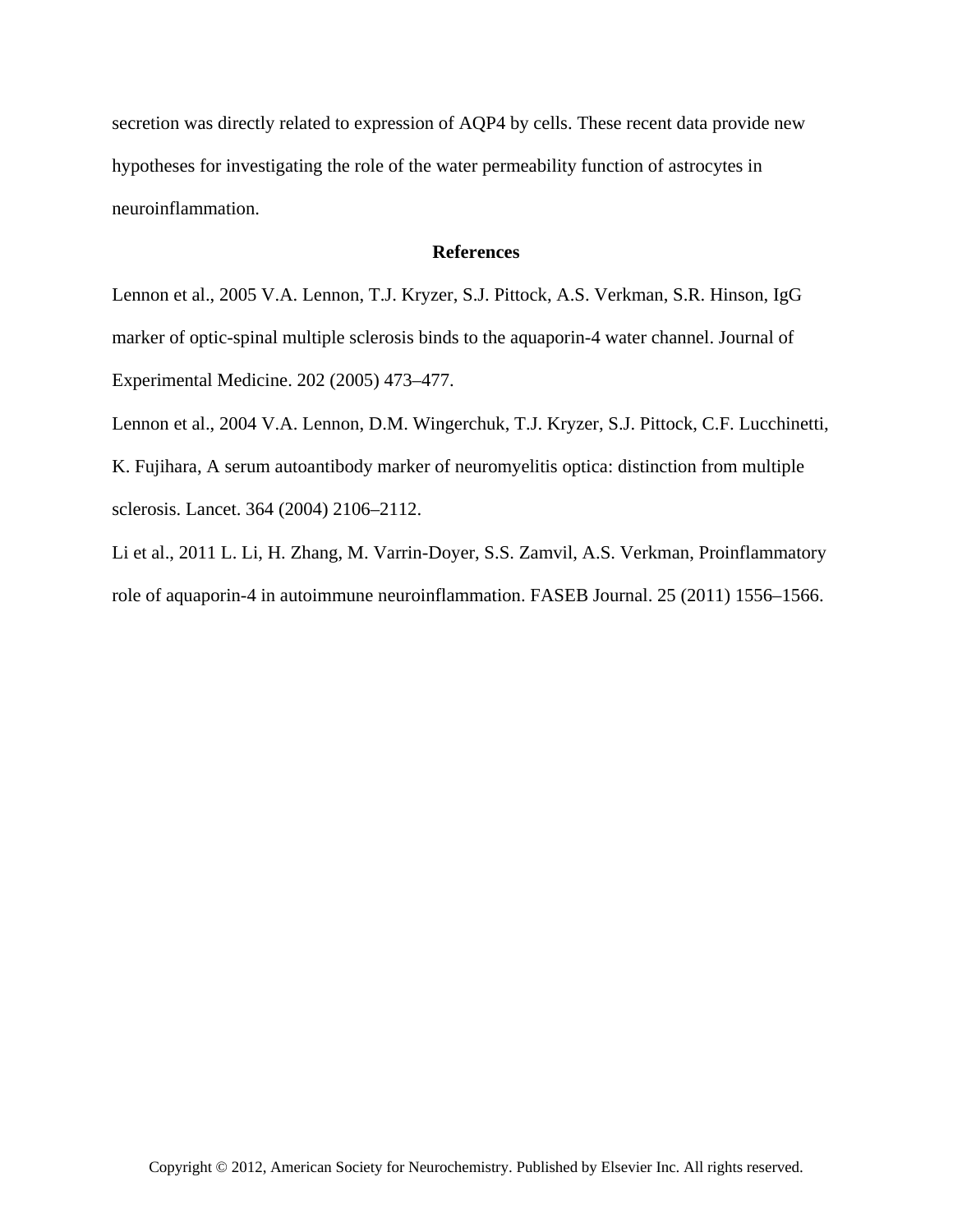secretion was directly related to expression of AQP4 by cells. These recent data provide new hypotheses for investigating the role of the water permeability function of astrocytes in neuroinflammation.

## References

Lennon et al., 2005 V.A. Lennon, T.J. Kryzer, S.J. Pittock, A.S. Verkman, S.R. Hinson, IgG marker of optic-spinal multiple sclerosis binds to the aquaporin-4 water channel. Journal of Experimental Medicine. 202 (2005) 473–477.

Lennon et al., 2004 V.A. Lennon, D.M. Wingerchuk, T.J. Kryzer, S.J. Pittock, C.F. Lucchinetti, K. Fujihara, A serum autoantibody marker of neuromyelitis optica: distinction from multiple sclerosis. Lancet. 364 (2004) 2106–2112.

Li et al., 2011 L. Li, H. Zhang, M. Varrin-Doyer, S.S. Zamvil, A.S. Verkman, Proinflammatory role of aquaporin-4 in autoimmune neuroinflammation. FASEB Journal. 25 (2011) 1556–1566.

Copyright © 2012, American Society for Neurochemistry. Published by Elsevier Inc. All rights reserved.